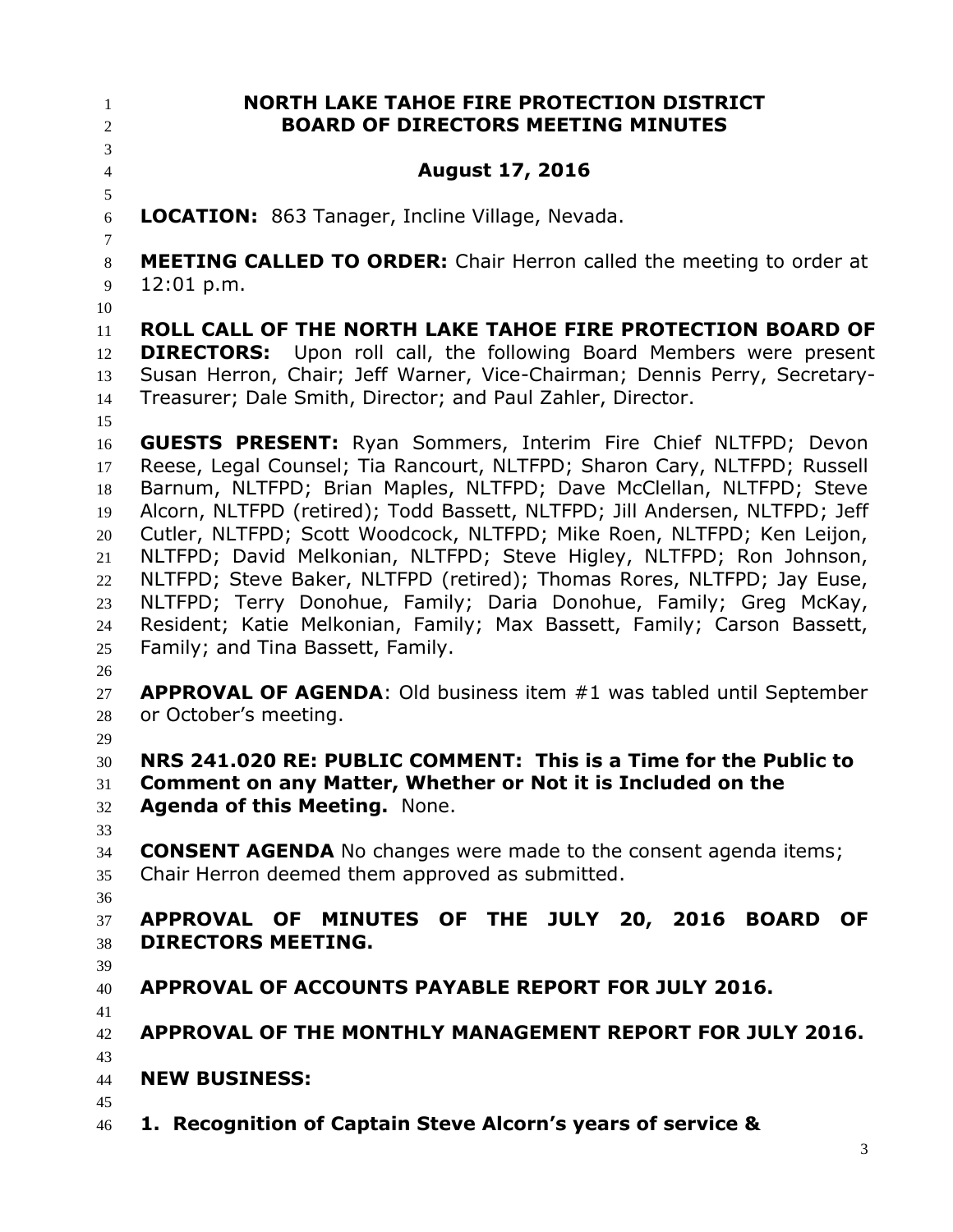# NORTH LAKE TAHOE FIRE PROTECTION DISTRICT
# BOARD OF DIRECTORS MEETING MINUTES

## August 17, 2016

**LOCATION:** 863 Tanager, Incline Village, Nevada.

**MEETING CALLED TO ORDER:** Chair Herron called the meeting to order at 12:01 p.m.

**ROLL CALL OF THE NORTH LAKE TAHOE FIRE PROTECTION BOARD OF DIRECTORS:** Upon roll call, the following Board Members were present Susan Herron, Chair; Jeff Warner, Vice-Chairman; Dennis Perry, Secretary-Treasurer; Dale Smith, Director; and Paul Zahler, Director.

**GUESTS PRESENT:** Ryan Sommers, Interim Fire Chief NLTFPD; Devon Reese, Legal Counsel; Tia Rancourt, NLTFPD; Sharon Cary, NLTFPD; Russell Barnum, NLTFPD; Brian Maples, NLTFPD; Dave McClellan, NLTFPD; Steve Alcorn, NLTFPD (retired); Todd Bassett, NLTFPD; Jill Andersen, NLTFPD; Jeff Cutler, NLTFPD; Scott Woodcock, NLTFPD; Mike Roen, NLTFPD; Ken Leijon, NLTFPD; David Melkonian, NLTFPD; Steve Higley, NLTFPD; Ron Johnson, NLTFPD; Steve Baker, NLTFPD (retired); Thomas Rores, NLTFPD; Jay Euse, NLTFPD; Terry Donohue, Family; Daria Donohue, Family; Greg McKay, Resident; Katie Melkonian, Family; Max Bassett, Family; Carson Bassett, Family; and Tina Bassett, Family.

**APPROVAL OF AGENDA**: Old business item #1 was tabled until September or October's meeting.

**NRS 241.020 RE: PUBLIC COMMENT: This is a Time for the Public to Comment on any Matter, Whether or Not it is Included on the Agenda of this Meeting.** None.

**CONSENT AGENDA** No changes were made to the consent agenda items; Chair Herron deemed them approved as submitted.

**APPROVAL OF MINUTES OF THE JULY 20, 2016 BOARD OF DIRECTORS MEETING.**

**APPROVAL OF ACCOUNTS PAYABLE REPORT FOR JULY 2016.**

**APPROVAL OF THE MONTHLY MANAGEMENT REPORT FOR JULY 2016.**

**NEW BUSINESS:**

**1. Recognition of Captain Steve Alcorn's years of service &**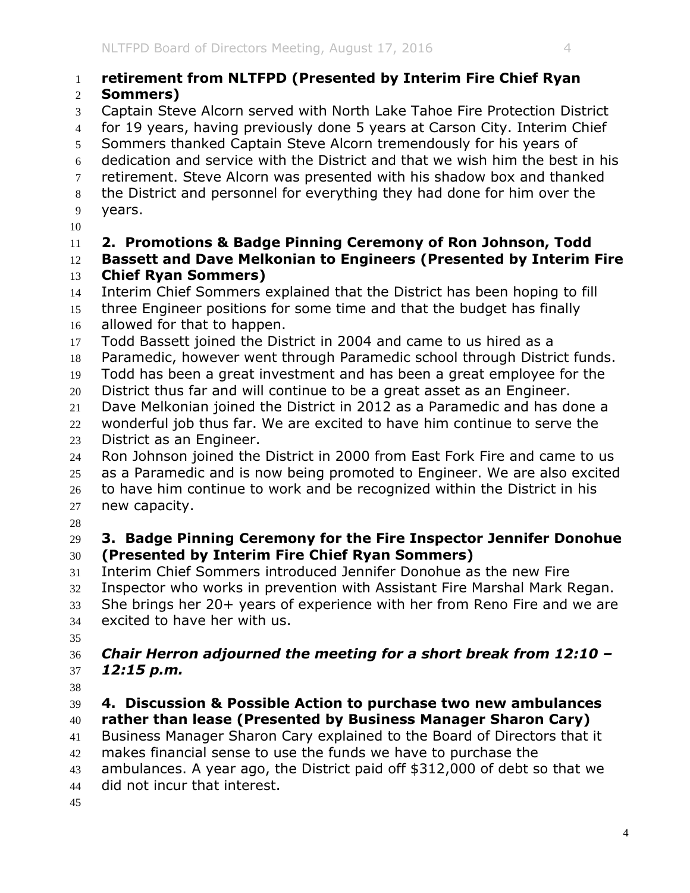**retirement from NLTFPD (Presented by Interim Fire Chief Ryan Sommers)**

Captain Steve Alcorn served with North Lake Tahoe Fire Protection District for 19 years, having previously done 5 years at Carson City. Interim Chief Sommers thanked Captain Steve Alcorn tremendously for his years of dedication and service with the District and that we wish him the best in his retirement. Steve Alcorn was presented with his shadow box and thanked the District and personnel for everything they had done for him over the years.

**2. Promotions & Badge Pinning Ceremony of Ron Johnson, Todd Bassett and Dave Melkonian to Engineers (Presented by Interim Fire Chief Ryan Sommers)**

Interim Chief Sommers explained that the District has been hoping to fill three Engineer positions for some time and that the budget has finally allowed for that to happen.

Todd Bassett joined the District in 2004 and came to us hired as a Paramedic, however went through Paramedic school through District funds. Todd has been a great investment and has been a great employee for the District thus far and will continue to be a great asset as an Engineer.

Dave Melkonian joined the District in 2012 as a Paramedic and has done a wonderful job thus far. We are excited to have him continue to serve the District as an Engineer.

Ron Johnson joined the District in 2000 from East Fork Fire and came to us as a Paramedic and is now being promoted to Engineer. We are also excited to have him continue to work and be recognized within the District in his new capacity.

**3. Badge Pinning Ceremony for the Fire Inspector Jennifer Donohue (Presented by Interim Fire Chief Ryan Sommers)**

Interim Chief Sommers introduced Jennifer Donohue as the new Fire Inspector who works in prevention with Assistant Fire Marshal Mark Regan. She brings her 20+ years of experience with her from Reno Fire and we are excited to have her with us.

***Chair Herron adjourned the meeting for a short break from 12:10 – 12:15 p.m.***

**4. Discussion & Possible Action to purchase two new ambulances rather than lease (Presented by Business Manager Sharon Cary)**

Business Manager Sharon Cary explained to the Board of Directors that it makes financial sense to use the funds we have to purchase the ambulances. A year ago, the District paid off $312,000 of debt so that we did not incur that interest.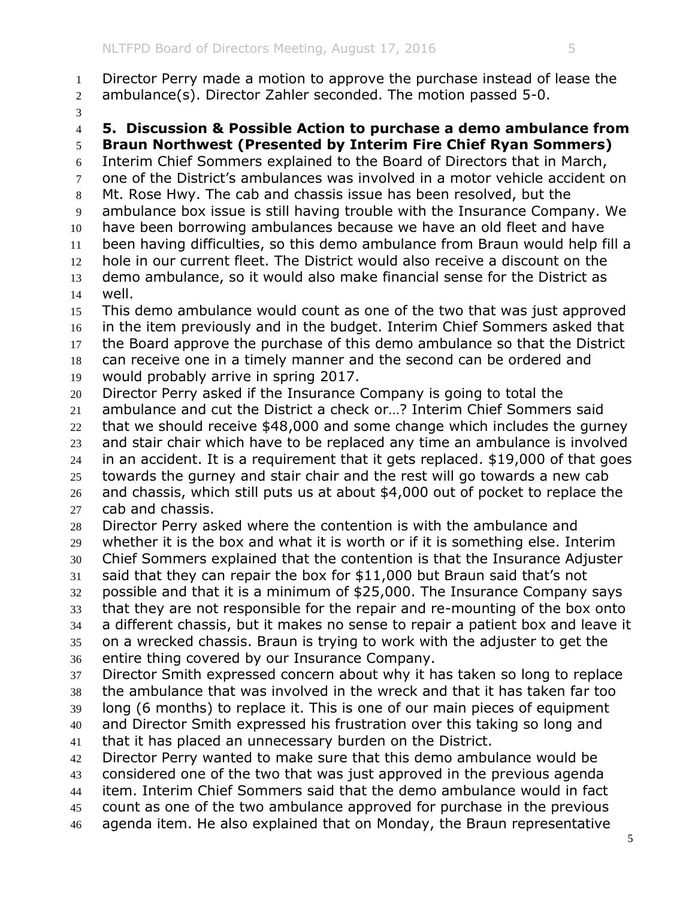Director Perry made a motion to approve the purchase instead of lease the ambulance(s). Director Zahler seconded. The motion passed 5-0.

**5. Discussion & Possible Action to purchase a demo ambulance from Braun Northwest (Presented by Interim Fire Chief Ryan Sommers)**

Interim Chief Sommers explained to the Board of Directors that in March, one of the District's ambulances was involved in a motor vehicle accident on Mt. Rose Hwy. The cab and chassis issue has been resolved, but the ambulance box issue is still having trouble with the Insurance Company. We have been borrowing ambulances because we have an old fleet and have been having difficulties, so this demo ambulance from Braun would help fill a hole in our current fleet. The District would also receive a discount on the demo ambulance, so it would also make financial sense for the District as well.

This demo ambulance would count as one of the two that was just approved in the item previously and in the budget. Interim Chief Sommers asked that the Board approve the purchase of this demo ambulance so that the District can receive one in a timely manner and the second can be ordered and would probably arrive in spring 2017.

Director Perry asked if the Insurance Company is going to total the ambulance and cut the District a check or…? Interim Chief Sommers said that we should receive $48,000 and some change which includes the gurney and stair chair which have to be replaced any time an ambulance is involved in an accident. It is a requirement that it gets replaced. $19,000 of that goes towards the gurney and stair chair and the rest will go towards a new cab and chassis, which still puts us at about $4,000 out of pocket to replace the cab and chassis.

Director Perry asked where the contention is with the ambulance and whether it is the box and what it is worth or if it is something else. Interim Chief Sommers explained that the contention is that the Insurance Adjuster said that they can repair the box for $11,000 but Braun said that's not possible and that it is a minimum of $25,000. The Insurance Company says that they are not responsible for the repair and re-mounting of the box onto a different chassis, but it makes no sense to repair a patient box and leave it on a wrecked chassis. Braun is trying to work with the adjuster to get the entire thing covered by our Insurance Company.

Director Smith expressed concern about why it has taken so long to replace the ambulance that was involved in the wreck and that it has taken far too long (6 months) to replace it. This is one of our main pieces of equipment and Director Smith expressed his frustration over this taking so long and that it has placed an unnecessary burden on the District.

Director Perry wanted to make sure that this demo ambulance would be considered one of the two that was just approved in the previous agenda item. Interim Chief Sommers said that the demo ambulance would in fact count as one of the two ambulance approved for purchase in the previous agenda item. He also explained that on Monday, the Braun representative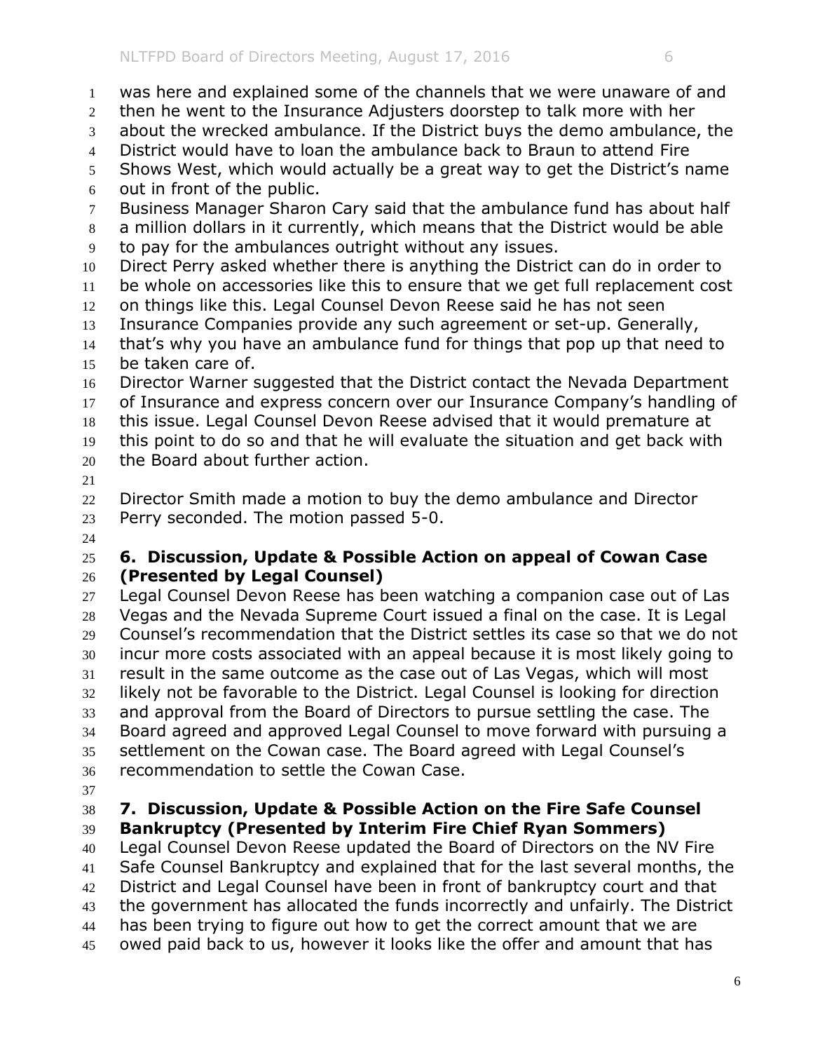was here and explained some of the channels that we were unaware of and then he went to the Insurance Adjusters doorstep to talk more with her about the wrecked ambulance. If the District buys the demo ambulance, the District would have to loan the ambulance back to Braun to attend Fire Shows West, which would actually be a great way to get the District's name out in front of the public.

Business Manager Sharon Cary said that the ambulance fund has about half a million dollars in it currently, which means that the District would be able to pay for the ambulances outright without any issues.

Direct Perry asked whether there is anything the District can do in order to be whole on accessories like this to ensure that we get full replacement cost on things like this. Legal Counsel Devon Reese said he has not seen Insurance Companies provide any such agreement or set-up. Generally, that's why you have an ambulance fund for things that pop up that need to be taken care of.

Director Warner suggested that the District contact the Nevada Department of Insurance and express concern over our Insurance Company's handling of this issue. Legal Counsel Devon Reese advised that it would premature at this point to do so and that he will evaluate the situation and get back with the Board about further action.

Director Smith made a motion to buy the demo ambulance and Director Perry seconded. The motion passed 5-0.

**6. Discussion, Update & Possible Action on appeal of Cowan Case (Presented by Legal Counsel)**

Legal Counsel Devon Reese has been watching a companion case out of Las Vegas and the Nevada Supreme Court issued a final on the case. It is Legal Counsel's recommendation that the District settles its case so that we do not incur more costs associated with an appeal because it is most likely going to result in the same outcome as the case out of Las Vegas, which will most likely not be favorable to the District. Legal Counsel is looking for direction and approval from the Board of Directors to pursue settling the case. The Board agreed and approved Legal Counsel to move forward with pursuing a settlement on the Cowan case. The Board agreed with Legal Counsel's recommendation to settle the Cowan Case.

**7. Discussion, Update & Possible Action on the Fire Safe Counsel Bankruptcy (Presented by Interim Fire Chief Ryan Sommers)**

Legal Counsel Devon Reese updated the Board of Directors on the NV Fire Safe Counsel Bankruptcy and explained that for the last several months, the District and Legal Counsel have been in front of bankruptcy court and that the government has allocated the funds incorrectly and unfairly. The District has been trying to figure out how to get the correct amount that we are owed paid back to us, however it looks like the offer and amount that has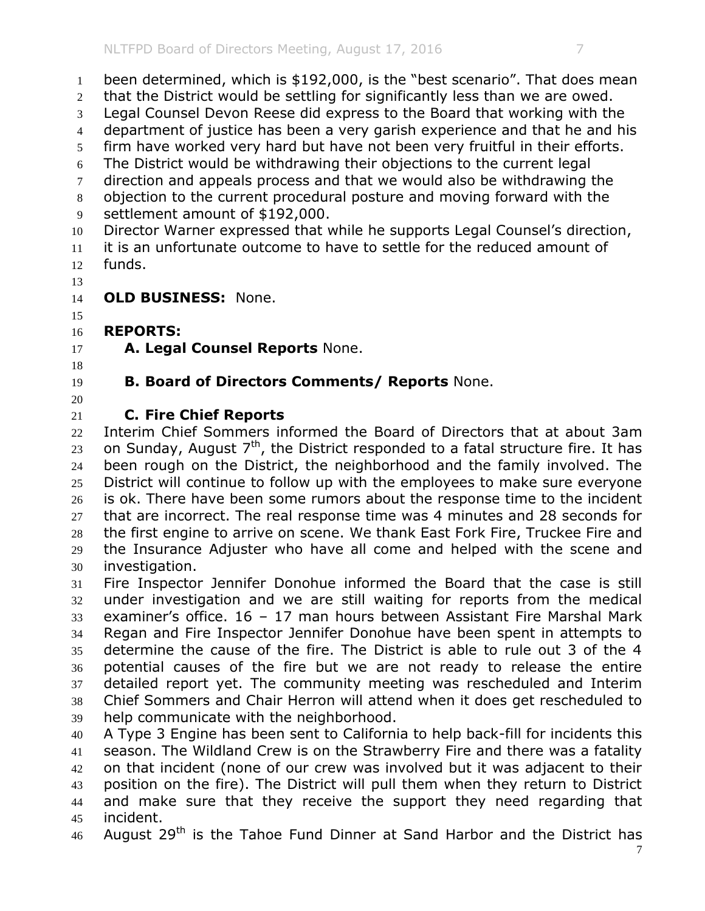been determined, which is $192,000, is the "best scenario". That does mean that the District would be settling for significantly less than we are owed. Legal Counsel Devon Reese did express to the Board that working with the department of justice has been a very garish experience and that he and his firm have worked very hard but have not been very fruitful in their efforts. The District would be withdrawing their objections to the current legal direction and appeals process and that we would also be withdrawing the objection to the current procedural posture and moving forward with the settlement amount of $192,000.

Director Warner expressed that while he supports Legal Counsel's direction, it is an unfortunate outcome to have to settle for the reduced amount of funds.

**OLD BUSINESS:** None.

**REPORTS:**

**A. Legal Counsel Reports** None.

**B. Board of Directors Comments/ Reports** None.

**C. Fire Chief Reports**

Interim Chief Sommers informed the Board of Directors that at about 3am on Sunday, August 7th, the District responded to a fatal structure fire. It has been rough on the District, the neighborhood and the family involved. The District will continue to follow up with the employees to make sure everyone is ok. There have been some rumors about the response time to the incident that are incorrect. The real response time was 4 minutes and 28 seconds for the first engine to arrive on scene. We thank East Fork Fire, Truckee Fire and the Insurance Adjuster who have all come and helped with the scene and investigation.

Fire Inspector Jennifer Donohue informed the Board that the case is still under investigation and we are still waiting for reports from the medical examiner's office. 16 – 17 man hours between Assistant Fire Marshal Mark Regan and Fire Inspector Jennifer Donohue have been spent in attempts to determine the cause of the fire. The District is able to rule out 3 of the 4 potential causes of the fire but we are not ready to release the entire detailed report yet. The community meeting was rescheduled and Interim Chief Sommers and Chair Herron will attend when it does get rescheduled to help communicate with the neighborhood.

A Type 3 Engine has been sent to California to help back-fill for incidents this season. The Wildland Crew is on the Strawberry Fire and there was a fatality on that incident (none of our crew was involved but it was adjacent to their position on the fire). The District will pull them when they return to District and make sure that they receive the support they need regarding that incident.

August 29th is the Tahoe Fund Dinner at Sand Harbor and the District has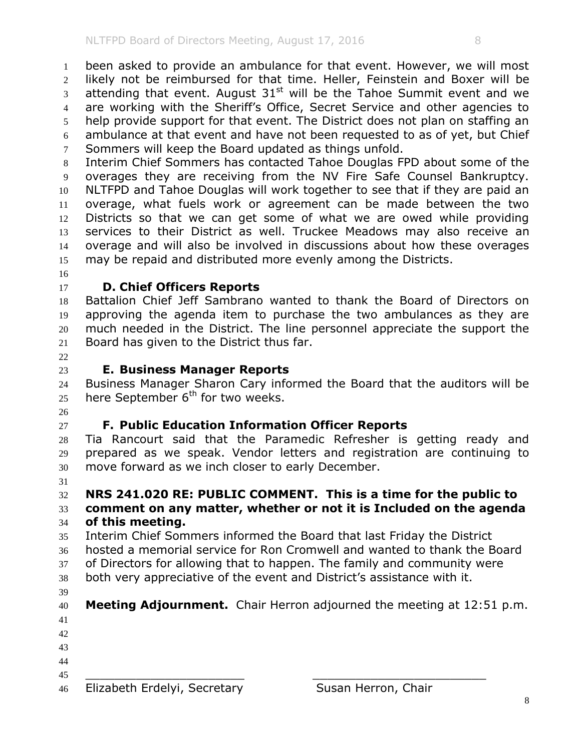been asked to provide an ambulance for that event. However, we will most likely not be reimbursed for that time. Heller, Feinstein and Boxer will be attending that event. August 31st will be the Tahoe Summit event and we are working with the Sheriff's Office, Secret Service and other agencies to help provide support for that event. The District does not plan on staffing an ambulance at that event and have not been requested to as of yet, but Chief Sommers will keep the Board updated as things unfold.

Interim Chief Sommers has contacted Tahoe Douglas FPD about some of the overages they are receiving from the NV Fire Safe Counsel Bankruptcy. NLTFPD and Tahoe Douglas will work together to see that if they are paid an overage, what fuels work or agreement can be made between the two Districts so that we can get some of what we are owed while providing services to their District as well. Truckee Meadows may also receive an overage and will also be involved in discussions about how these overages may be repaid and distributed more evenly among the Districts.

**D. Chief Officers Reports**

Battalion Chief Jeff Sambrano wanted to thank the Board of Directors on approving the agenda item to purchase the two ambulances as they are much needed in the District. The line personnel appreciate the support the Board has given to the District thus far.

**E. Business Manager Reports**

Business Manager Sharon Cary informed the Board that the auditors will be here September 6th for two weeks.

**F. Public Education Information Officer Reports**

Tia Rancourt said that the Paramedic Refresher is getting ready and prepared as we speak. Vendor letters and registration are continuing to move forward as we inch closer to early December.

**NRS 241.020 RE: PUBLIC COMMENT. This is a time for the public to comment on any matter, whether or not it is Included on the agenda of this meeting.**

Interim Chief Sommers informed the Board that last Friday the District hosted a memorial service for Ron Cromwell and wanted to thank the Board of Directors for allowing that to happen. The family and community were both very appreciative of the event and District's assistance with it.

**Meeting Adjournment.** Chair Herron adjourned the meeting at 12:51 p.m.

_______________________ _________________________

Elizabeth Erdelyi, Secretary Susan Herron, Chair